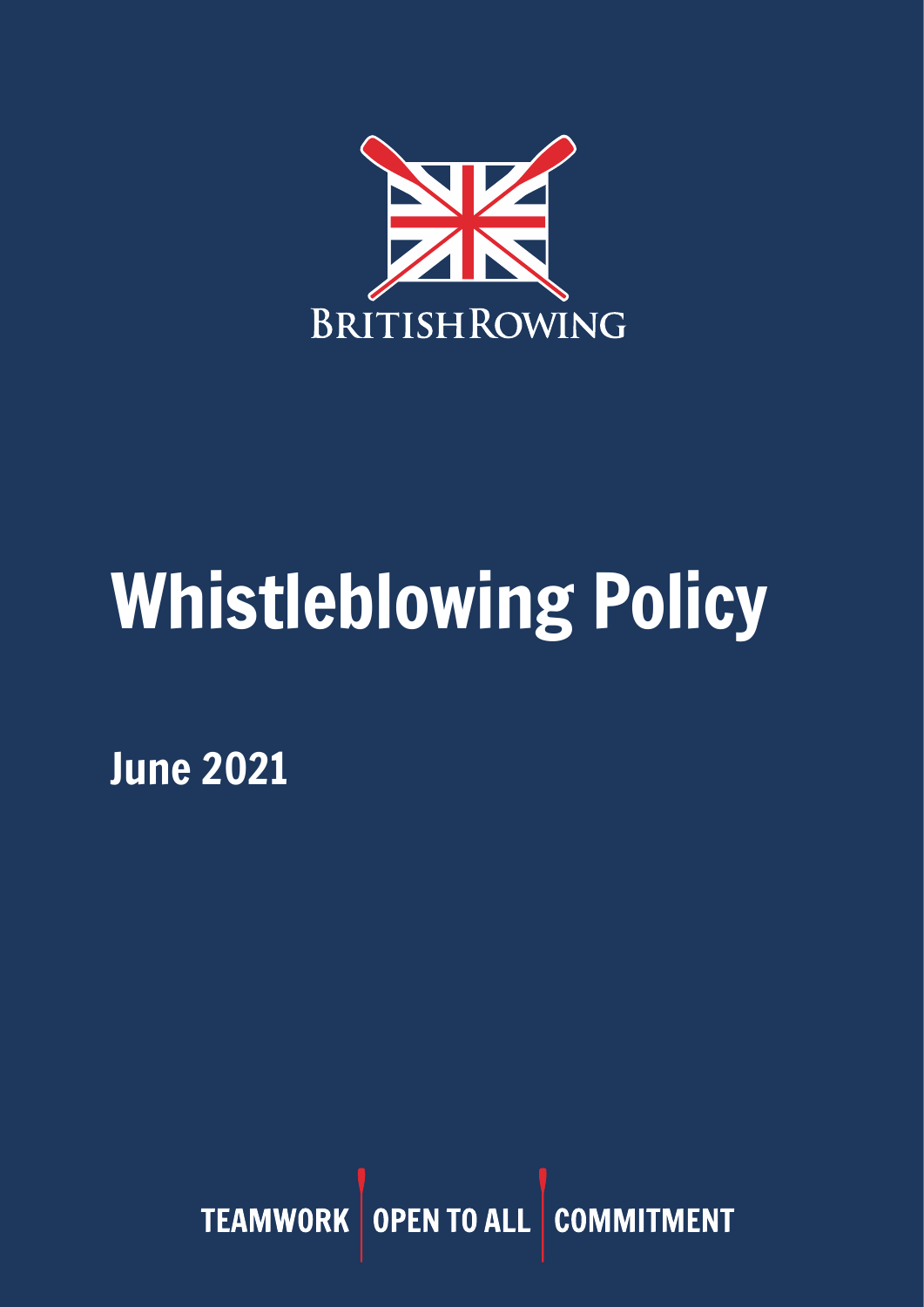BRITISHROWING

# Whistleblowing Policy

## June 2021

TEAMWORK | OPEN TO ALL | COMMITMENT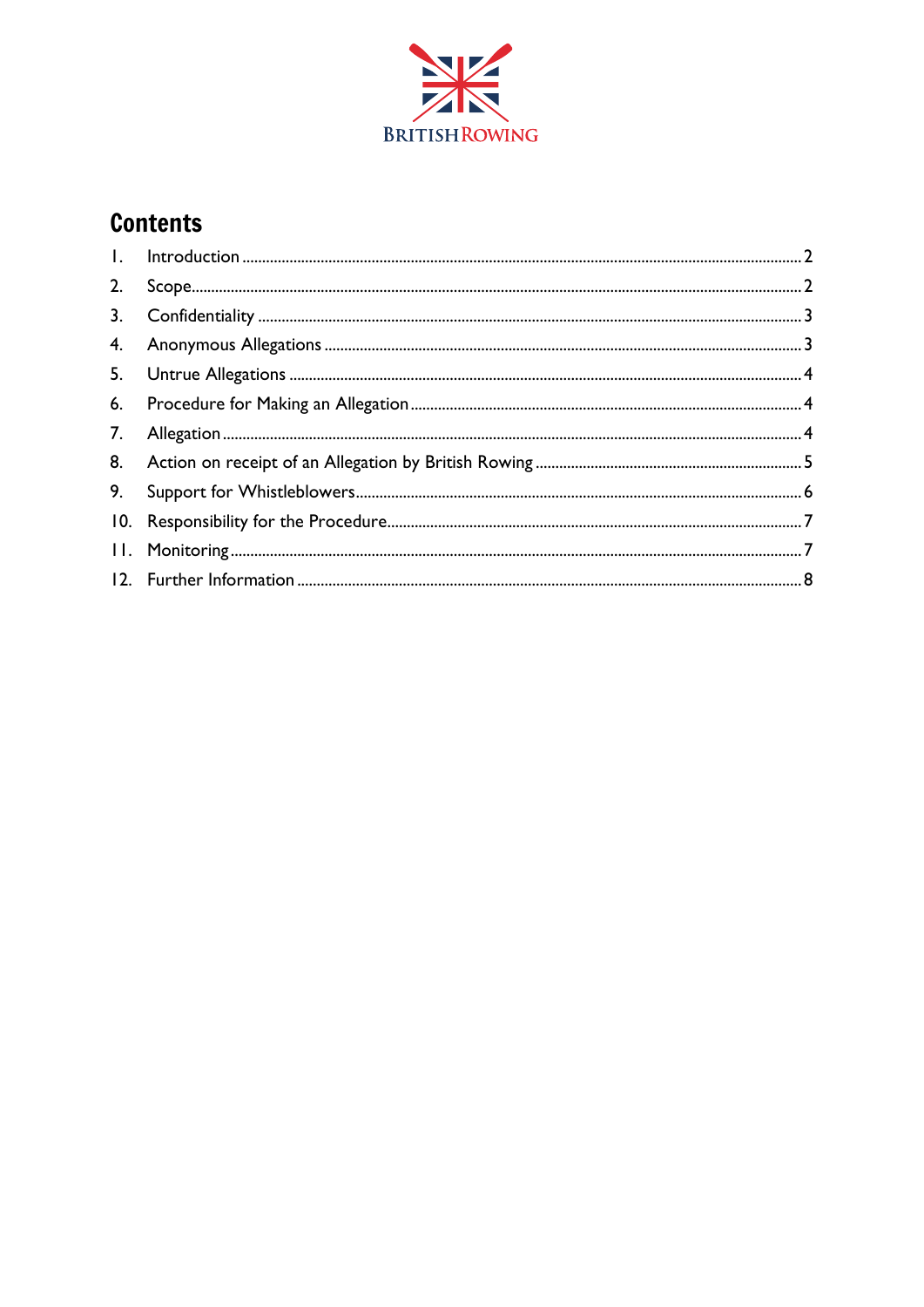BRITISH ROWING

## Contents

1. Introduction ........ 2
2. Scope ........ 2
3. Confidentiality ........ 3
4. Anonymous Allegations ........ 3
5. Untrue Allegations ........ 4
6. Procedure for Making an Allegation ........ 4
7. Allegation ........ 4
8. Action on receipt of an Allegation by British Rowing ........ 5
9. Support for Whistleblowers ........ 6
10. Responsibility for the Procedure ........ 7
11. Monitoring ........ 7
12. Further Information ........ 8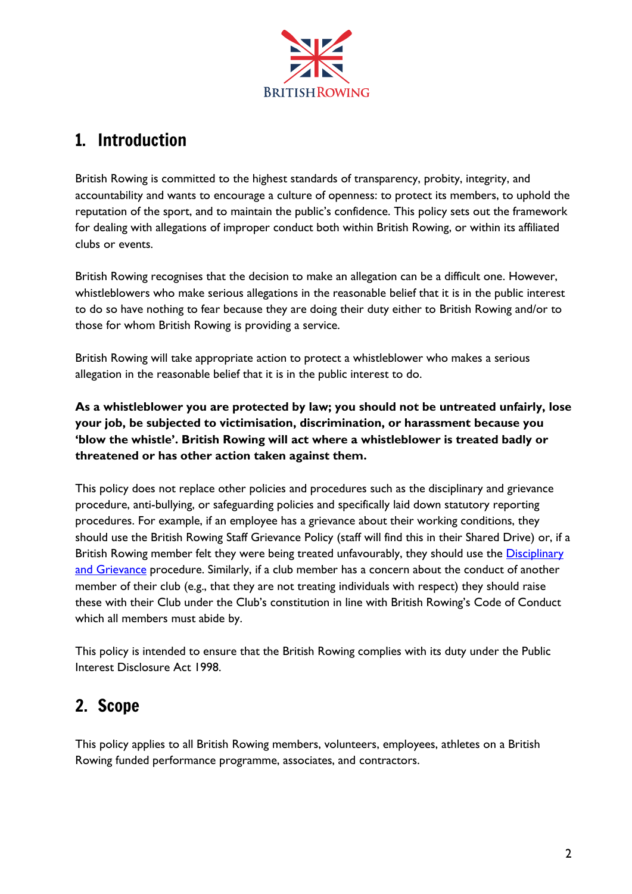## 1. Introduction

British Rowing is committed to the highest standards of transparency, probity, integrity, and accountability and wants to encourage a culture of openness: to protect its members, to uphold the reputation of the sport, and to maintain the public's confidence. This policy sets out the framework for dealing with allegations of improper conduct both within British Rowing, or within its affiliated clubs or events.

British Rowing recognises that the decision to make an allegation can be a difficult one. However, whistleblowers who make serious allegations in the reasonable belief that it is in the public interest to do so have nothing to fear because they are doing their duty either to British Rowing and/or to those for whom British Rowing is providing a service.

British Rowing will take appropriate action to protect a whistleblower who makes a serious allegation in the reasonable belief that it is in the public interest to do.

**As a whistleblower you are protected by law; you should not be untreated unfairly, lose your job, be subjected to victimisation, discrimination, or harassment because you 'blow the whistle'. British Rowing will act where a whistleblower is treated badly or threatened or has other action taken against them.**

This policy does not replace other policies and procedures such as the disciplinary and grievance procedure, anti-bullying, or safeguarding policies and specifically laid down statutory reporting procedures. For example, if an employee has a grievance about their working conditions, they should use the British Rowing Staff Grievance Policy (staff will find this in their Shared Drive) or, if a British Rowing member felt they were being treated unfavourably, they should use the Disciplinary and Grievance procedure. Similarly, if a club member has a concern about the conduct of another member of their club (e.g., that they are not treating individuals with respect) they should raise these with their Club under the Club's constitution in line with British Rowing's Code of Conduct which all members must abide by.

This policy is intended to ensure that the British Rowing complies with its duty under the Public Interest Disclosure Act 1998.

## 2. Scope

This policy applies to all British Rowing members, volunteers, employees, athletes on a British Rowing funded performance programme, associates, and contractors.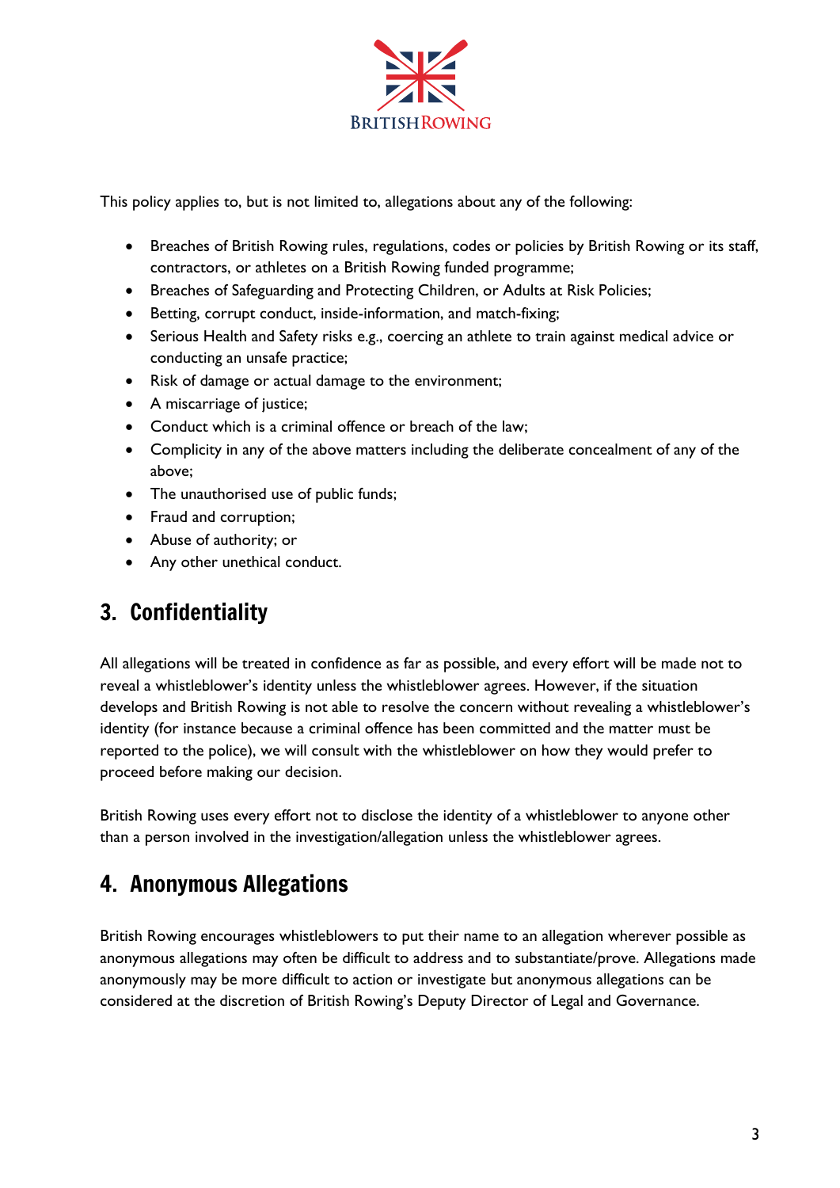This policy applies to, but is not limited to, allegations about any of the following:

- Breaches of British Rowing rules, regulations, codes or policies by British Rowing or its staff, contractors, or athletes on a British Rowing funded programme;
- Breaches of Safeguarding and Protecting Children, or Adults at Risk Policies;
- Betting, corrupt conduct, inside-information, and match-fixing;
- Serious Health and Safety risks e.g., coercing an athlete to train against medical advice or conducting an unsafe practice;
- Risk of damage or actual damage to the environment;
- A miscarriage of justice;
- Conduct which is a criminal offence or breach of the law;
- Complicity in any of the above matters including the deliberate concealment of any of the above;
- The unauthorised use of public funds;
- Fraud and corruption;
- Abuse of authority; or
- Any other unethical conduct.

## 3. Confidentiality

All allegations will be treated in confidence as far as possible, and every effort will be made not to reveal a whistleblower's identity unless the whistleblower agrees. However, if the situation develops and British Rowing is not able to resolve the concern without revealing a whistleblower's identity (for instance because a criminal offence has been committed and the matter must be reported to the police), we will consult with the whistleblower on how they would prefer to proceed before making our decision.

British Rowing uses every effort not to disclose the identity of a whistleblower to anyone other than a person involved in the investigation/allegation unless the whistleblower agrees.

## 4. Anonymous Allegations

British Rowing encourages whistleblowers to put their name to an allegation wherever possible as anonymous allegations may often be difficult to address and to substantiate/prove. Allegations made anonymously may be more difficult to action or investigate but anonymous allegations can be considered at the discretion of British Rowing's Deputy Director of Legal and Governance.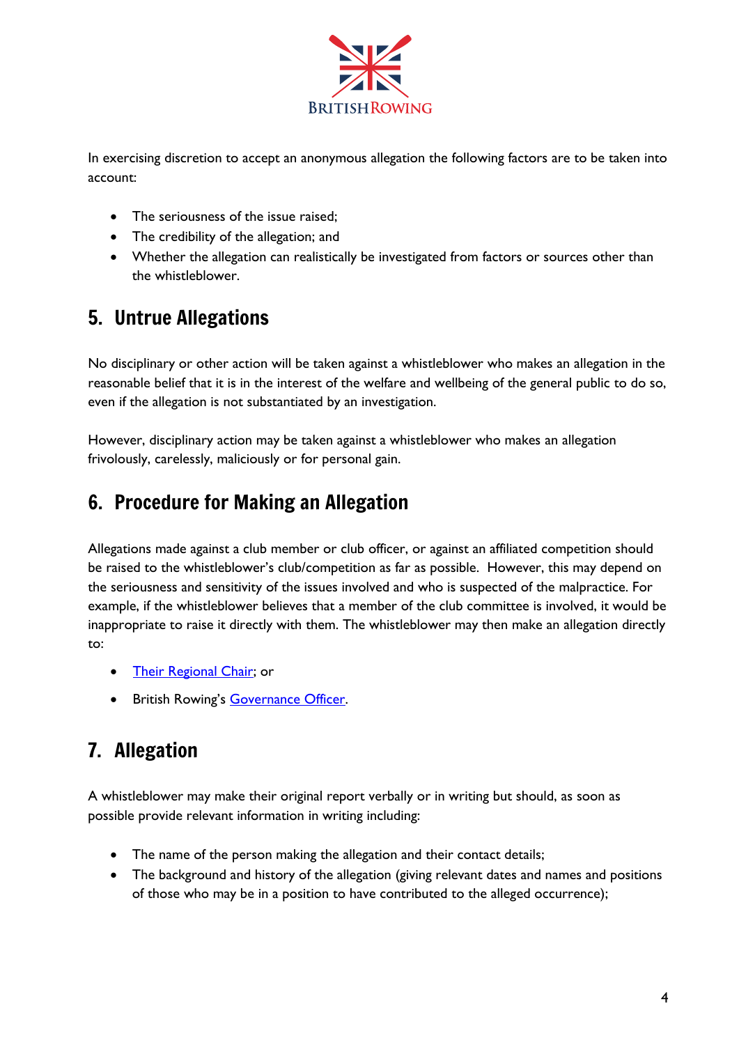In exercising discretion to accept an anonymous allegation the following factors are to be taken into account:

- The seriousness of the issue raised;
- The credibility of the allegation; and
- Whether the allegation can realistically be investigated from factors or sources other than the whistleblower.

## 5. Untrue Allegations

No disciplinary or other action will be taken against a whistleblower who makes an allegation in the reasonable belief that it is in the interest of the welfare and wellbeing of the general public to do so, even if the allegation is not substantiated by an investigation.

However, disciplinary action may be taken against a whistleblower who makes an allegation frivolously, carelessly, maliciously or for personal gain.

## 6. Procedure for Making an Allegation

Allegations made against a club member or club officer, or against an affiliated competition should be raised to the whistleblower's club/competition as far as possible. However, this may depend on the seriousness and sensitivity of the issues involved and who is suspected of the malpractice. For example, if the whistleblower believes that a member of the club committee is involved, it would be inappropriate to raise it directly with them. The whistleblower may then make an allegation directly to:

- Their Regional Chair; or
- British Rowing's Governance Officer.

## 7. Allegation

A whistleblower may make their original report verbally or in writing but should, as soon as possible provide relevant information in writing including:

- The name of the person making the allegation and their contact details;
- The background and history of the allegation (giving relevant dates and names and positions of those who may be in a position to have contributed to the alleged occurrence);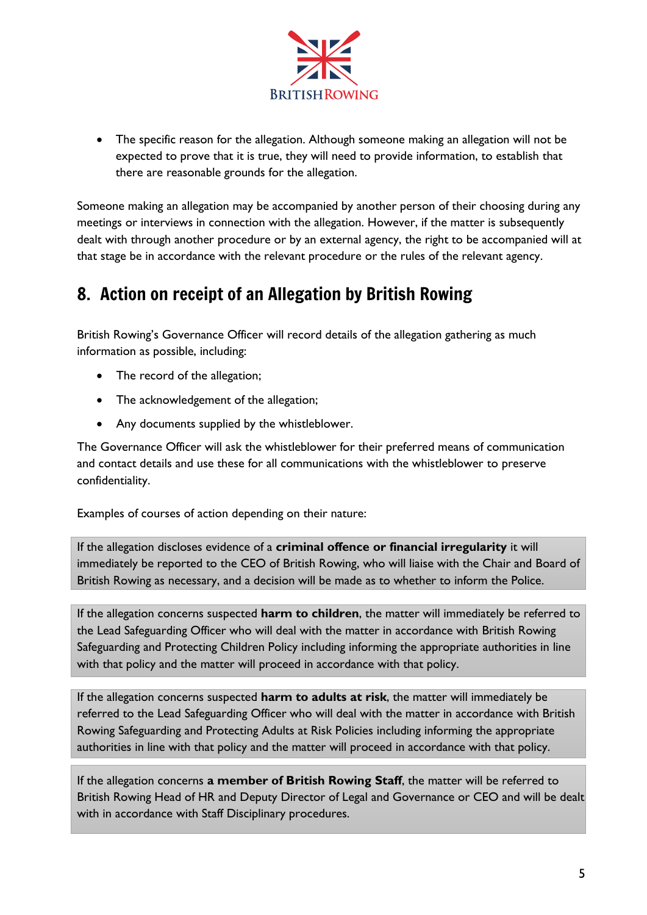- The specific reason for the allegation. Although someone making an allegation will not be expected to prove that it is true, they will need to provide information, to establish that there are reasonable grounds for the allegation.

Someone making an allegation may be accompanied by another person of their choosing during any meetings or interviews in connection with the allegation. However, if the matter is subsequently dealt with through another procedure or by an external agency, the right to be accompanied will at that stage be in accordance with the relevant procedure or the rules of the relevant agency.

## 8. Action on receipt of an Allegation by British Rowing

British Rowing's Governance Officer will record details of the allegation gathering as much information as possible, including:

- The record of the allegation;
- The acknowledgement of the allegation;
- Any documents supplied by the whistleblower.

The Governance Officer will ask the whistleblower for their preferred means of communication and contact details and use these for all communications with the whistleblower to preserve confidentiality.

Examples of courses of action depending on their nature:

If the allegation discloses evidence of a **criminal offence or financial irregularity** it will immediately be reported to the CEO of British Rowing, who will liaise with the Chair and Board of British Rowing as necessary, and a decision will be made as to whether to inform the Police.

If the allegation concerns suspected **harm to children**, the matter will immediately be referred to the Lead Safeguarding Officer who will deal with the matter in accordance with British Rowing Safeguarding and Protecting Children Policy including informing the appropriate authorities in line with that policy and the matter will proceed in accordance with that policy.

If the allegation concerns suspected **harm to adults at risk**, the matter will immediately be referred to the Lead Safeguarding Officer who will deal with the matter in accordance with British Rowing Safeguarding and Protecting Adults at Risk Policies including informing the appropriate authorities in line with that policy and the matter will proceed in accordance with that policy.

If the allegation concerns **a member of British Rowing Staff**, the matter will be referred to British Rowing Head of HR and Deputy Director of Legal and Governance or CEO and will be dealt with in accordance with Staff Disciplinary procedures.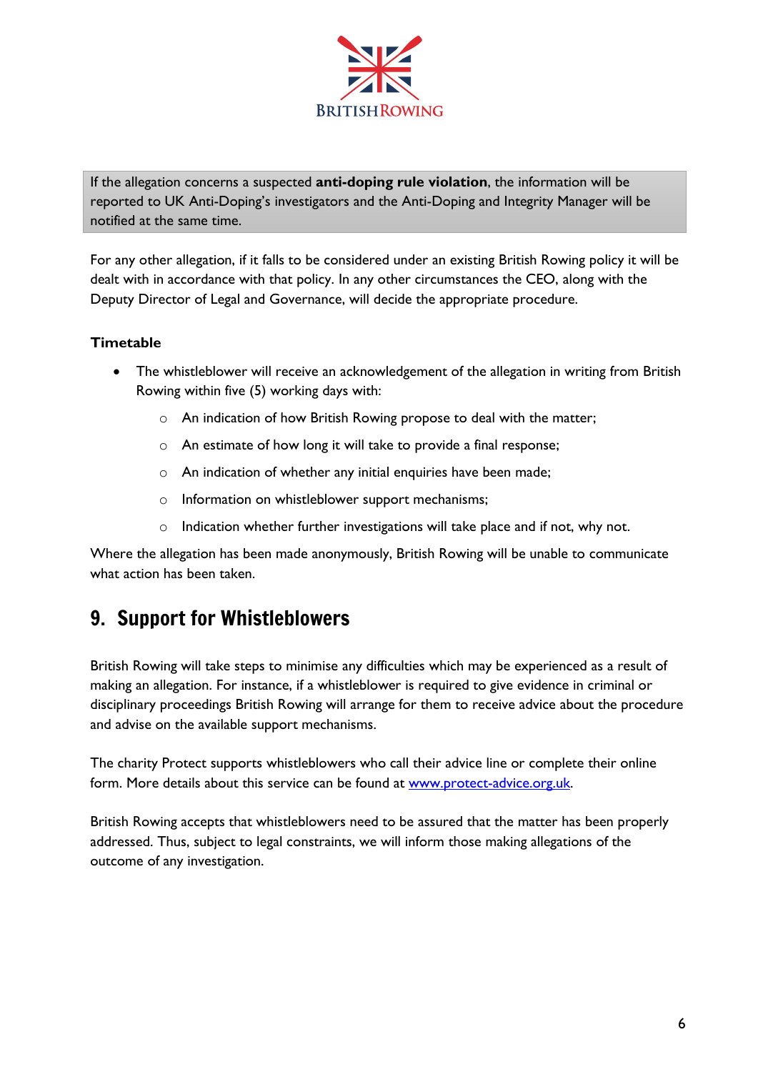If the allegation concerns a suspected **anti-doping rule violation**, the information will be reported to UK Anti-Doping's investigators and the Anti-Doping and Integrity Manager will be notified at the same time.

For any other allegation, if it falls to be considered under an existing British Rowing policy it will be dealt with in accordance with that policy. In any other circumstances the CEO, along with the Deputy Director of Legal and Governance, will decide the appropriate procedure.

**Timetable**

- The whistleblower will receive an acknowledgement of the allegation in writing from British Rowing within five (5) working days with:
  - An indication of how British Rowing propose to deal with the matter;
  - An estimate of how long it will take to provide a final response;
  - An indication of whether any initial enquiries have been made;
  - Information on whistleblower support mechanisms;
  - Indication whether further investigations will take place and if not, why not.

Where the allegation has been made anonymously, British Rowing will be unable to communicate what action has been taken.

## 9. Support for Whistleblowers

British Rowing will take steps to minimise any difficulties which may be experienced as a result of making an allegation. For instance, if a whistleblower is required to give evidence in criminal or disciplinary proceedings British Rowing will arrange for them to receive advice about the procedure and advise on the available support mechanisms.

The charity Protect supports whistleblowers who call their advice line or complete their online form. More details about this service can be found at [www.protect-advice.org.uk](http://www.protect-advice.org.uk).

British Rowing accepts that whistleblowers need to be assured that the matter has been properly addressed. Thus, subject to legal constraints, we will inform those making allegations of the outcome of any investigation.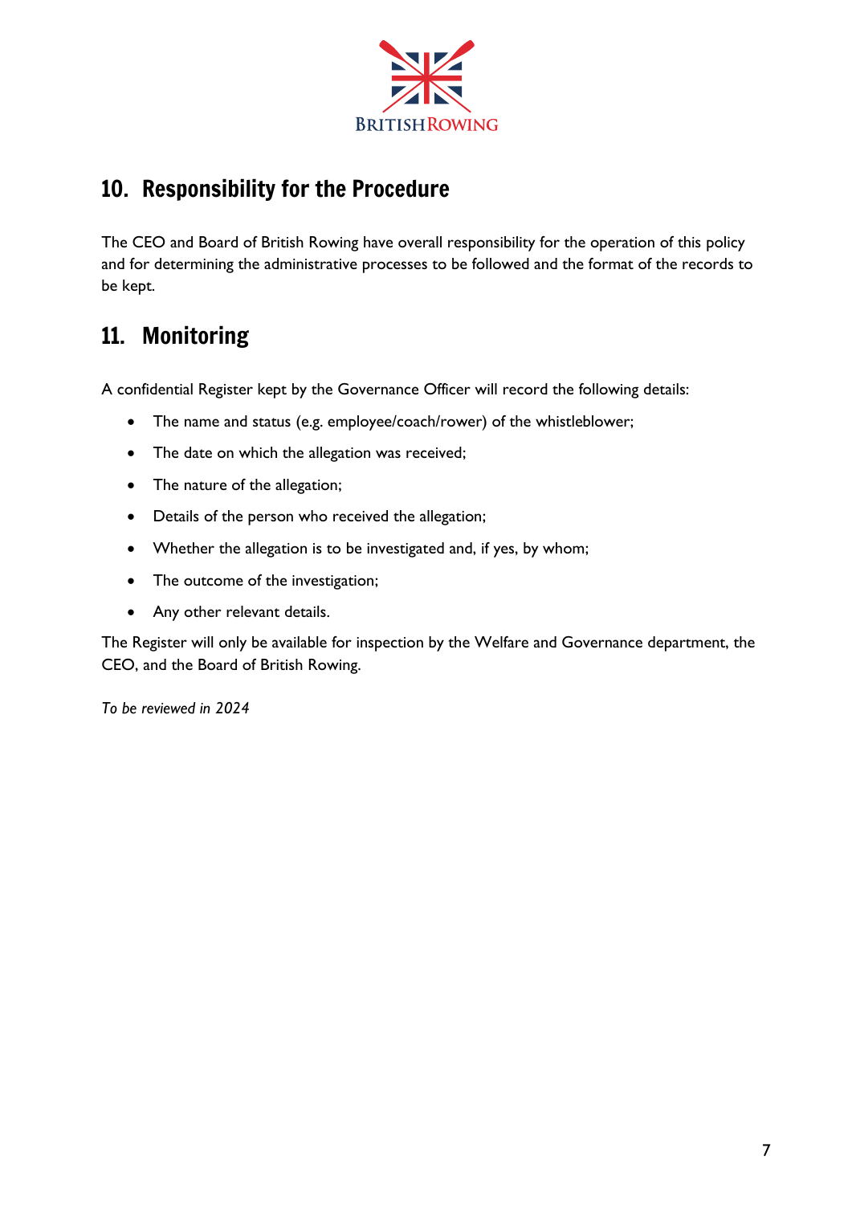## 10. Responsibility for the Procedure

The CEO and Board of British Rowing have overall responsibility for the operation of this policy and for determining the administrative processes to be followed and the format of the records to be kept.

## 11. Monitoring

A confidential Register kept by the Governance Officer will record the following details:

- The name and status (e.g. employee/coach/rower) of the whistleblower;
- The date on which the allegation was received;
- The nature of the allegation;
- Details of the person who received the allegation;
- Whether the allegation is to be investigated and, if yes, by whom;
- The outcome of the investigation;
- Any other relevant details.

The Register will only be available for inspection by the Welfare and Governance department, the CEO, and the Board of British Rowing.

*To be reviewed in 2024*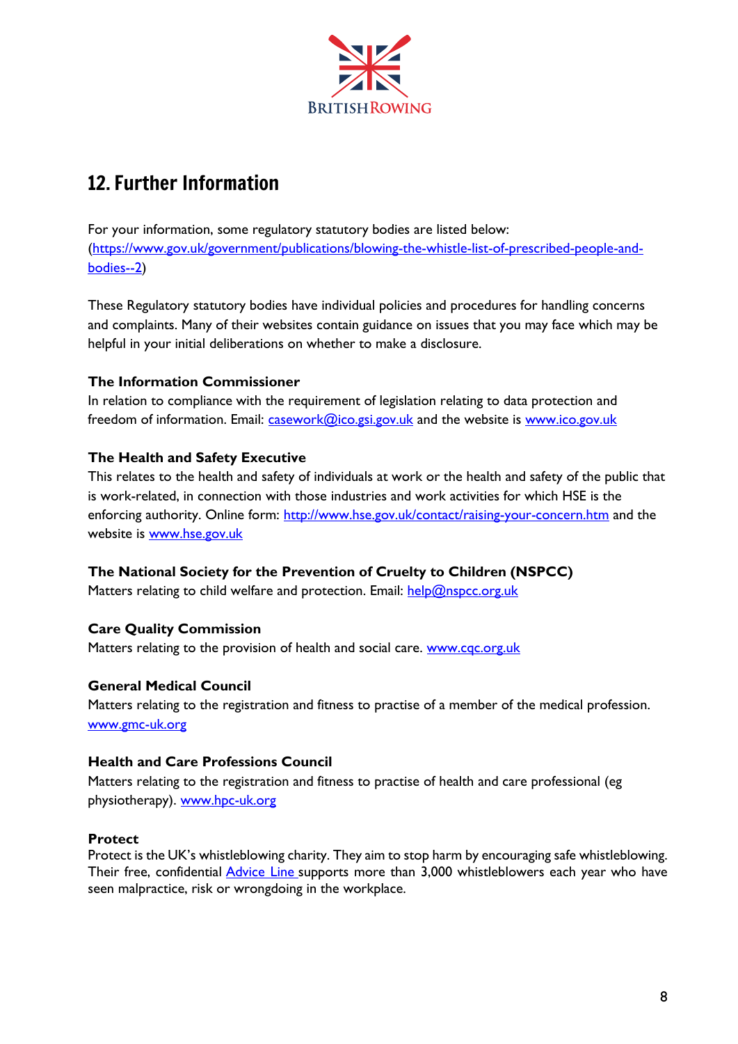## 12. Further Information

For your information, some regulatory statutory bodies are listed below: (https://www.gov.uk/government/publications/blowing-the-whistle-list-of-prescribed-people-and-bodies--2)

These Regulatory statutory bodies have individual policies and procedures for handling concerns and complaints. Many of their websites contain guidance on issues that you may face which may be helpful in your initial deliberations on whether to make a disclosure.

**The Information Commissioner**

In relation to compliance with the requirement of legislation relating to data protection and freedom of information. Email: casework@ico.gsi.gov.uk and the website is www.ico.gov.uk

**The Health and Safety Executive**

This relates to the health and safety of individuals at work or the health and safety of the public that is work-related, in connection with those industries and work activities for which HSE is the enforcing authority. Online form: http://www.hse.gov.uk/contact/raising-your-concern.htm and the website is www.hse.gov.uk

**The National Society for the Prevention of Cruelty to Children (NSPCC)**

Matters relating to child welfare and protection. Email: help@nspcc.org.uk

**Care Quality Commission**

Matters relating to the provision of health and social care. www.cqc.org.uk

**General Medical Council**

Matters relating to the registration and fitness to practise of a member of the medical profession. www.gmc-uk.org

**Health and Care Professions Council**

Matters relating to the registration and fitness to practise of health and care professional (eg physiotherapy). www.hpc-uk.org

**Protect**

Protect is the UK's whistleblowing charity. They aim to stop harm by encouraging safe whistleblowing. Their free, confidential Advice Line supports more than 3,000 whistleblowers each year who have seen malpractice, risk or wrongdoing in the workplace.